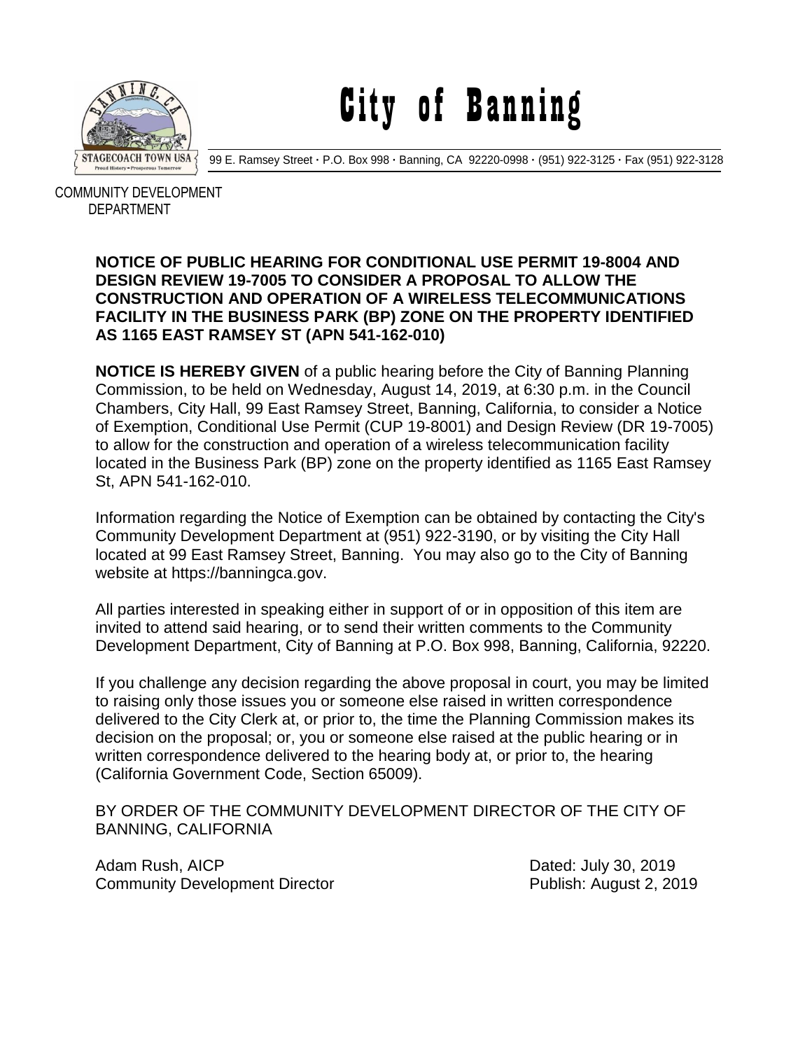# City of Banning

99 E. Ramsey Street · P.O. Box 998 · Banning, CA 92220-0998 · (951) 922-3125 · Fax (951) 922-3128

COMMUNITY DEVELOPMENT DEPARTMENT

**NOTICE OF PUBLIC HEARING FOR CONDITIONAL USE PERMIT 19-8004 AND DESIGN REVIEW 19-7005 TO CONSIDER A PROPOSAL TO ALLOW THE CONSTRUCTION AND OPERATION OF A WIRELESS TELECOMMUNICATIONS FACILITY IN THE BUSINESS PARK (BP) ZONE ON THE PROPERTY IDENTIFIED AS 1165 EAST RAMSEY ST (APN 541-162-010)**

**NOTICE IS HEREBY GIVEN** of a public hearing before the City of Banning Planning Commission, to be held on Wednesday, August 14, 2019, at 6:30 p.m. in the Council Chambers, City Hall, 99 East Ramsey Street, Banning, California, to consider a Notice of Exemption, Conditional Use Permit (CUP 19-8001) and Design Review (DR 19-7005) to allow for the construction and operation of a wireless telecommunication facility located in the Business Park (BP) zone on the property identified as 1165 East Ramsey St, APN 541-162-010.

Information regarding the Notice of Exemption can be obtained by contacting the City's Community Development Department at (951) 922-3190, or by visiting the City Hall located at 99 East Ramsey Street, Banning. You may also go to the City of Banning website at https://banningca.gov.

All parties interested in speaking either in support of or in opposition of this item are invited to attend said hearing, or to send their written comments to the Community Development Department, City of Banning at P.O. Box 998, Banning, California, 92220.

If you challenge any decision regarding the above proposal in court, you may be limited to raising only those issues you or someone else raised in written correspondence delivered to the City Clerk at, or prior to, the time the Planning Commission makes its decision on the proposal; or, you or someone else raised at the public hearing or in written correspondence delivered to the hearing body at, or prior to, the hearing (California Government Code, Section 65009).

BY ORDER OF THE COMMUNITY DEVELOPMENT DIRECTOR OF THE CITY OF BANNING, CALIFORNIA

Adam Rush, AICP
Community Development Director

Dated: July 30, 2019
Publish: August 2, 2019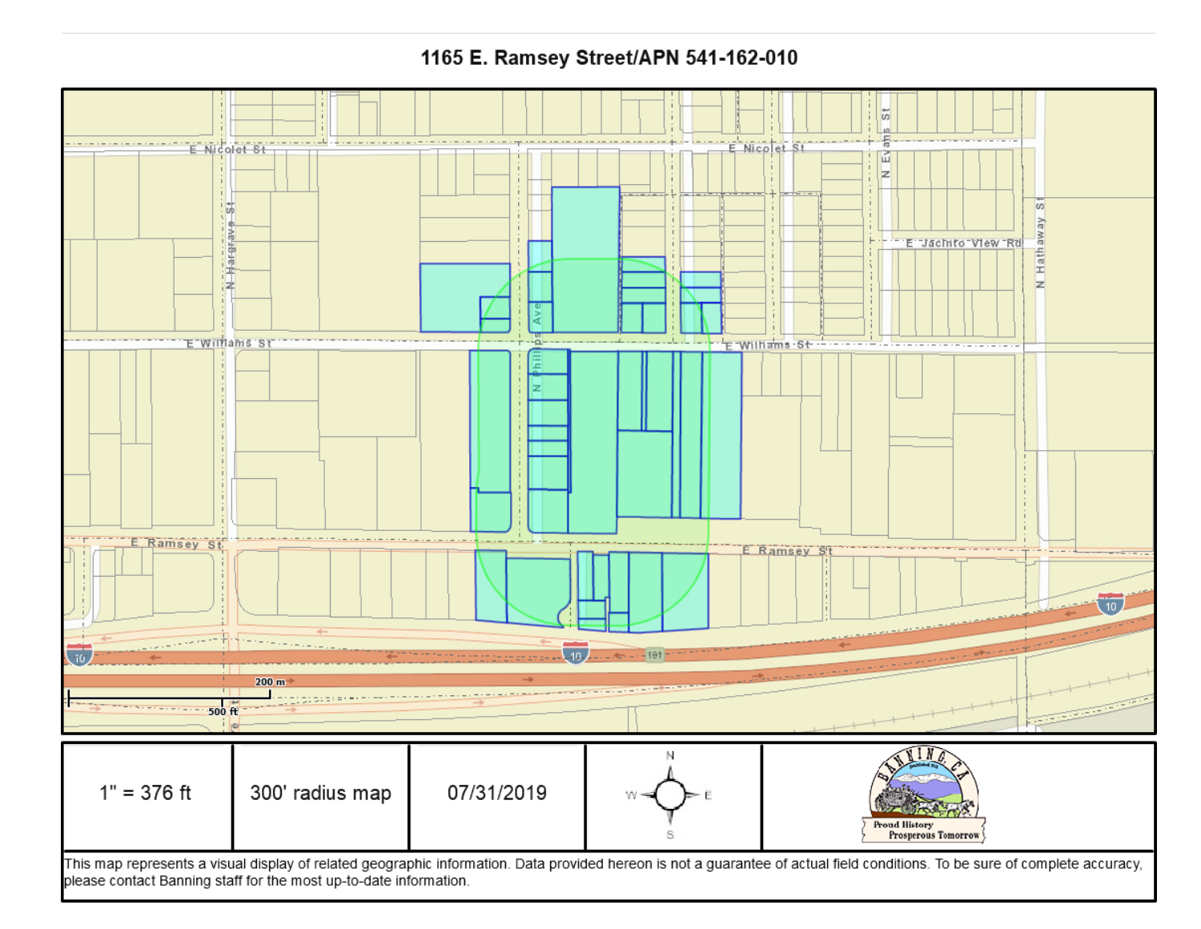# 1165 E. Ramsey Street/APN 541-162-010

E Nicolet St

E Nicolet St

N Evans St

E Jacinto View Rd

N Hathaway St

N Hargrave St

N Phillips Ave

E Williams St

E Williams St

E Ramsey St

E Ramsey St

10

10

10

10

191

200 m

500 ft

| | | | | |
|---|---|---|---|---|
| 1" = 376 ft | 300' radius map | 07/31/2019 | N W E S | BANNING, CA Proud History Prosperous Tomorrow |

This map represents a visual display of related geographic information. Data provided hereon is not a guarantee of actual field conditions. To be sure of complete accuracy, please contact Banning staff for the most up-to-date information.